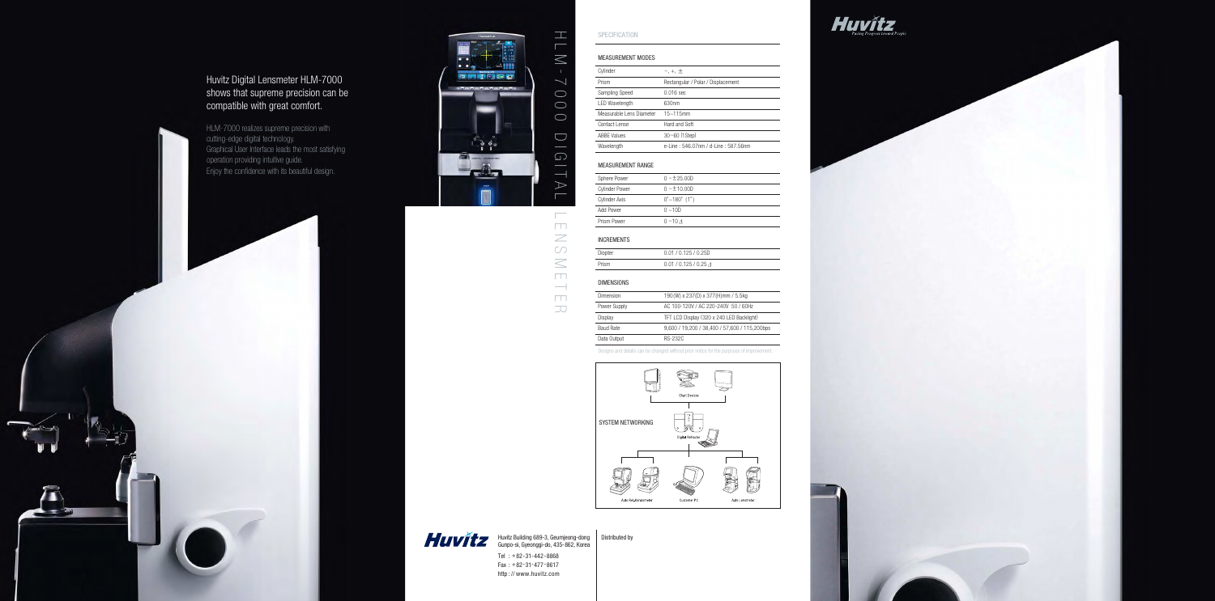# Huvitz Digital Lensmeter HLM-7000 shows that supreme precision can be compatible with great comfort.

HLM-7000 realizes supreme precision with cutting-edge digital technology.
Graphical User interface leads the most satisfying operation providing intuitive guide.
Enjoy the confidence with its beautiful design.

HLM-7000 DIGITAL LENSMETER

## SPECIFICATION

### MEASUREMENT MODES

| | |
|---|---|
| Cylinder | −, +, ± |
| Prism | Rectangular / Polar / Displacement |
| Sampling Speed | 0.016 sec |
| LED Wavelength | 630nm |
| Measurable Lens Diameter | 15~115mm |
| Contact Lense | Hard and Soft |
| ABBE Values | 30~60 (1Step) |
| Wavelength | e-Line : 546.07nm / d-Line : 587.56nm |

### MEASUREMENT RANGE

| | |
|---|---|
| Sphere Power | 0 ~ ±25.00D |
| Cylinder Power | 0 ~ ±10.00D |
| Cylinder Axis | 0°~180° (1°) |
| Add Power | 0 ~10D |
| Prism Power | 0 ~10 Δ |

### INCREMENTS

| | |
|---|---|
| Diopter | 0.01 / 0.125 / 0.25D |
| Prism | 0.01 / 0.125 / 0.25 Δ |

### DIMENSIONS

| | |
|---|---|
| Dimension | 190(W) x 237(D) x 377(H)mm / 5.5kg |
| Power Supply | AC 100-120V / AC 220-240V 50 / 60Hz |
| Display | TFT LCD Display (320 x 240 LED Backlight) |
| Baud Rate | 9,600 / 19,200 / 38,400 / 57,600 / 115,200bps |
| Data Output | RS-232C |

Designs and details can be changed without prior notice for the purposes of improvement.

SYSTEM NETWORKING

Chart Devices

Digital Refractor

Auto Ref./Keratometer Customer PC Auto Lensmeter

Huvitz Building 689-3, Geumjeong-dong Gunpo-si, Gyeonggi-do, 435-862, Korea
Tel : +82-31-442-8868
Fax : +82-31-477-8617
http : // www.huvitz.com

Distributed by

Huvitz
Pacing Progress toward People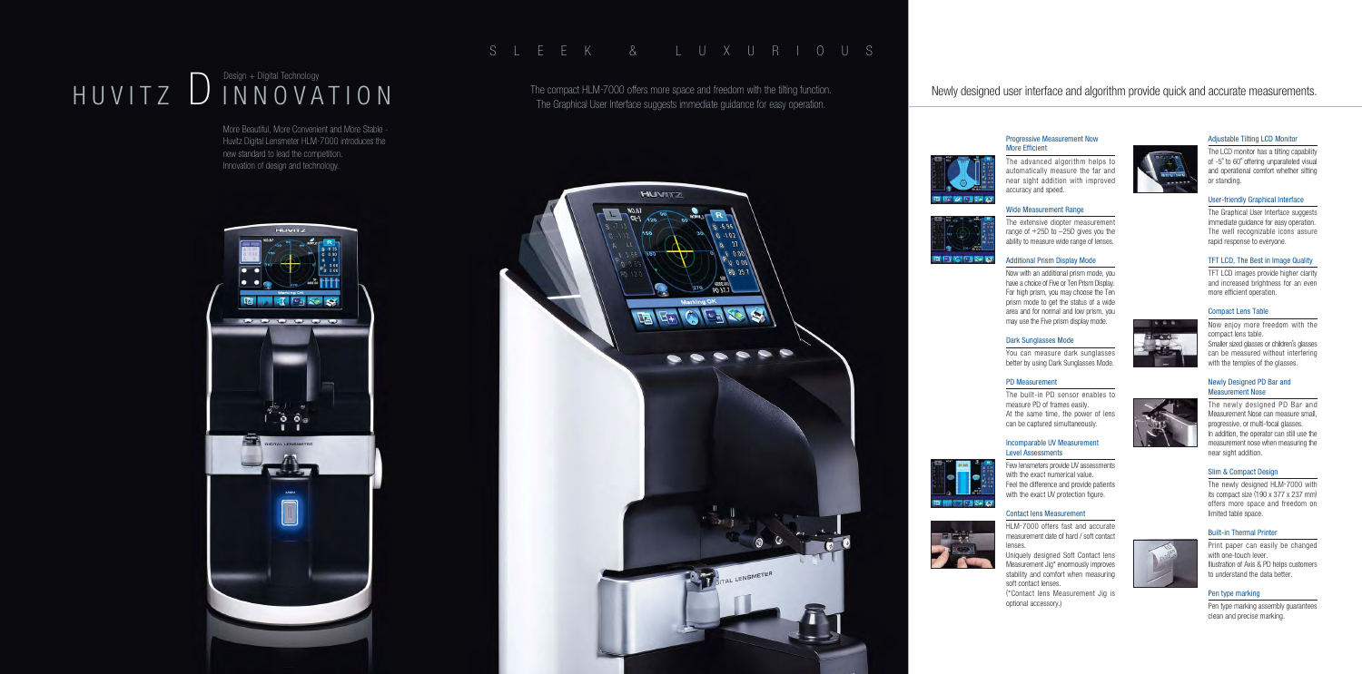# HUVITZ D INNOVATION

Design + Digital Technology

More Beautiful, More Convenient and More Stable - Huvitz Digital Lensmeter HLM-7000 introduces the new standard to lead the competition. Innovation of design and technology.

## S L E E K & L U X U R I O U S

The compact HLM-7000 offers more space and freedom with the tilting function. The Graphical User Interface suggests immediate guidance for easy operation.

## Newly designed user interface and algorithm provide quick and accurate measurements.

### Progressive Measurement Now More Efficient

The advanced algorithm helps to automatically measure the far and near sight addition with improved accuracy and speed.

### Wide Measurement Range

The extensive diopter measurement range of +25D to −25D gives you the ability to measure wide range of lenses.

### Additional Prism Display Mode

Now with an additional prism mode, you have a choice of Five or Ten Prism Display. For high prism, you may choose the Ten prism mode to get the status of a wide area and for normal and low prism, you may use the Five prism display mode.

### Dark Sunglasses Mode

You can measure dark sunglasses better by using Dark Sunglasses Mode.

### PD Measurement

The built-in PD sensor enables to measure PD of frames easily. At the same time, the power of lens can be captured simultaneously.

### Incomparable UV Measurement Level Assessments

Few lensmeters provide UV assessments with the exact numerical value. Feel the difference and provide patients with the exact UV protection figure.

### Contact lens Measurement

HLM-7000 offers fast and accurate measurement date of hard / soft contact lenses.
Uniquely designed Soft Contact lens Measurement Jig* enormously improves stability and comfort when measuring soft contact lenses.
(*Contact lens Measurement Jig is optional accessory.)

### Adjustable Tilting LCD Monitor

The LCD monitor has a tilting capability of -5° to 60° offering unparalleled visual and operational comfort whether sitting or standing.

### User-friendly Graphical Interface

The Graphical User Interface suggests immediate guidance for easy operation. The well recognizable icons assure rapid response to everyone.

### TFT LCD, The Best in Image Quality

TFT LCD images provide higher clarity and increased brightness for an even more efficient operation.

### Compact Lens Table

Now enjoy more freedom with the compact lens table.
Smaller sized glasses or children's glasses can be measured without interfering with the temples of the glasses.

### Newly Designed PD Bar and Measurement Nose

The newly designed PD Bar and Measurement Nose can measure small, progressive, or multi-focal glasses.
In addition, the operator can still use the measurement nose when measuring the near sight addition.

### Slim & Compact Design

The newly designed HLM-7000 with its compact size (190 x 377 x 237 mm) offers more space and freedom on limited table space.

### Built-in Thermal Printer

Print paper can easily be changed with one-touch lever.
Illustration of Axis & PD helps customers to understand the data better.

### Pen type marking

Pen type marking assembly guarantees clean and precise marking.